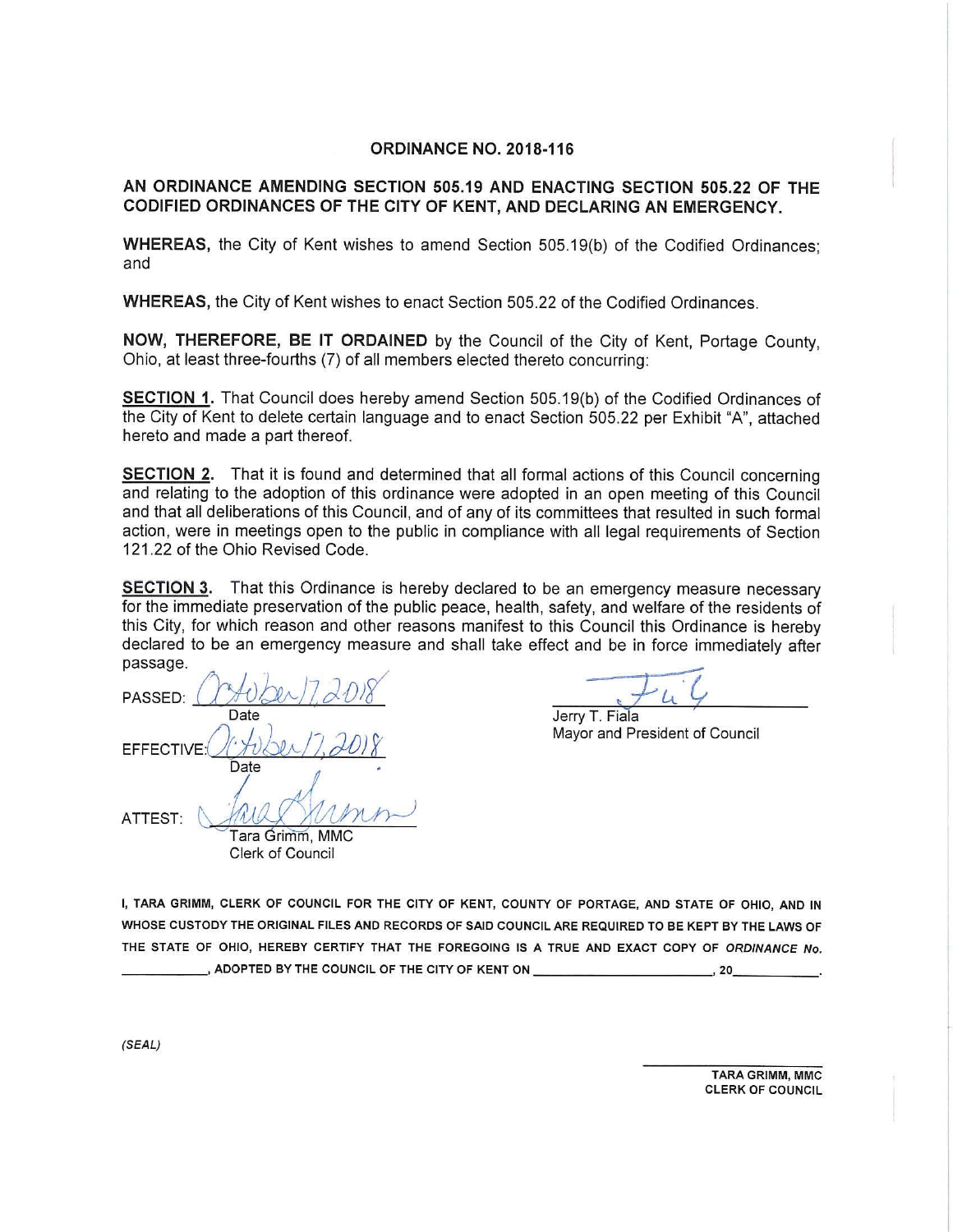# ORDINANCE NO. 2018-116

## AN ORDINANCE AMENDING SECTION 505.19 AND ENACTING SECTION 505.22 OF THE CODIFIED ORDINANCES OF THE CITY OF KENT, AND DECLARING AN EMERGENCY.

**WHEREAS,** the City of Kent wishes to amend Section 505.19(b) of the Codified Ordinances; and

**WHEREAS,** the City of Kent wishes to enact Section 505.22 of the Codified Ordinances.

**NOW, THEREFORE, BE IT ORDAINED** by the Council of the City of Kent, Portage County, Ohio, at least three-fourths (7) of all members elected thereto concurring:

**SECTION 1.** That Council does hereby amend Section 505.19(b) of the Codified Ordinances of the City of Kent to delete certain language and to enact Section 505.22 per Exhibit "A", attached hereto and made a part thereof.

**SECTION 2.** That it is found and determined that all formal actions of this Council concerning and relating to the adoption of this ordinance were adopted in an open meeting of this Council and that all deliberations of this Council, and of any of its committees that resulted in such formal action, were in meetings open to the public in compliance with all legal requirements of Section 121.22 of the Ohio Revised Code.

**SECTION 3.** That this Ordinance is hereby declared to be an emergency measure necessary for the immediate preservation of the public peace, health, safety, and welfare of the residents of this City, for which reason and other reasons manifest to this Council this Ordinance is hereby declared to be an emergency measure and shall take effect and be in force immediately after passage.

PASSED: October 17, 2018
Date

EFFECTIVE: October 17, 2018
Date

ATTEST: Tara Grimm
Tara Grimm, MMC
Clerk of Council

Jerry T. Fiala
Mayor and President of Council

I, TARA GRIMM, CLERK OF COUNCIL FOR THE CITY OF KENT, COUNTY OF PORTAGE, AND STATE OF OHIO, AND IN WHOSE CUSTODY THE ORIGINAL FILES AND RECORDS OF SAID COUNCIL ARE REQUIRED TO BE KEPT BY THE LAWS OF THE STATE OF OHIO, HEREBY CERTIFY THAT THE FOREGOING IS A TRUE AND EXACT COPY OF *ORDINANCE No.* ___________, ADOPTED BY THE COUNCIL OF THE CITY OF KENT ON ________________________, 20___________.

*(SEAL)*

TARA GRIMM, MMC
CLERK OF COUNCIL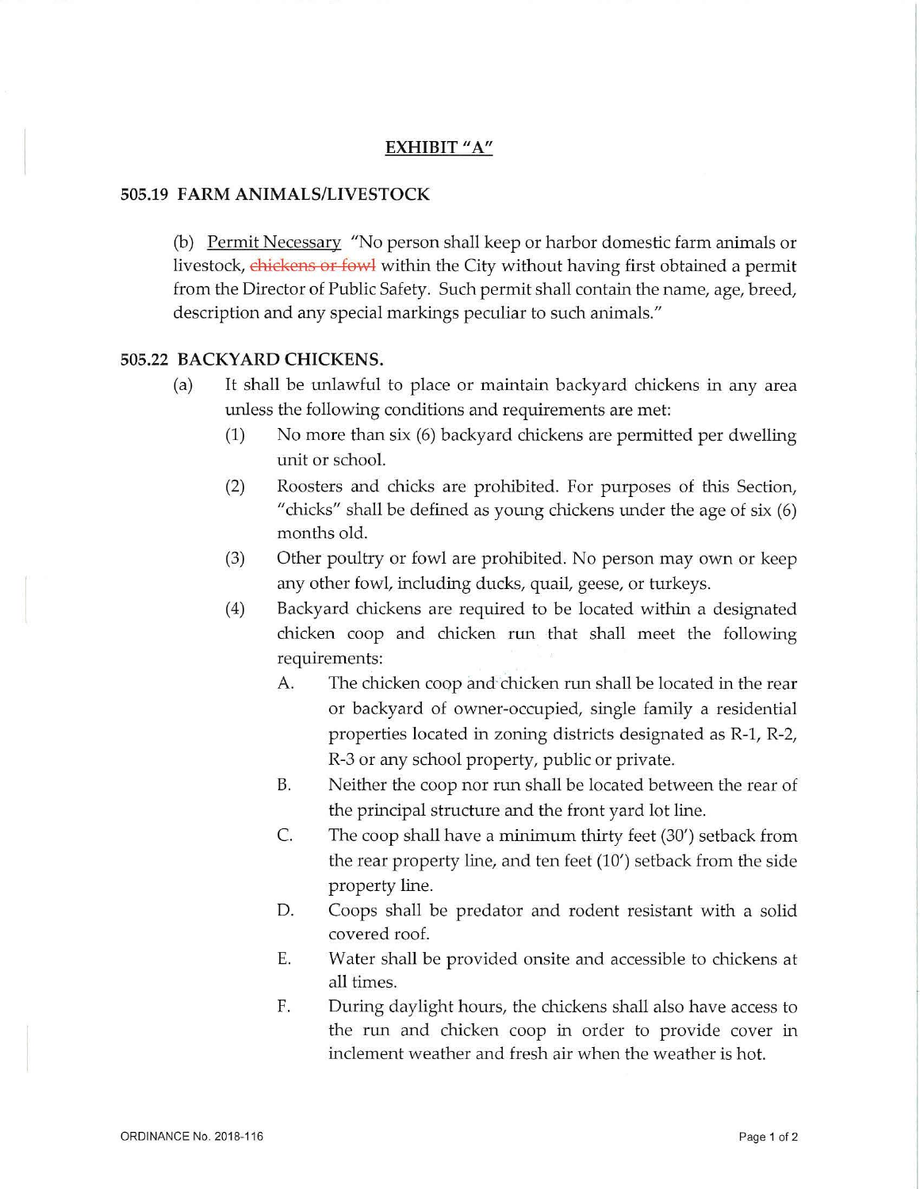EXHIBIT "A"

## 505.19 FARM ANIMALS/LIVESTOCK

(b) Permit Necessary "No person shall keep or harbor domestic farm animals or livestock, ~~chickens or fowl~~ within the City without having first obtained a permit from the Director of Public Safety. Such permit shall contain the name, age, breed, description and any special markings peculiar to such animals."

## 505.22 BACKYARD CHICKENS.

(a) It shall be unlawful to place or maintain backyard chickens in any area unless the following conditions and requirements are met:

(1) No more than six (6) backyard chickens are permitted per dwelling unit or school.

(2) Roosters and chicks are prohibited. For purposes of this Section, "chicks" shall be defined as young chickens under the age of six (6) months old.

(3) Other poultry or fowl are prohibited. No person may own or keep any other fowl, including ducks, quail, geese, or turkeys.

(4) Backyard chickens are required to be located within a designated chicken coop and chicken run that shall meet the following requirements:

A. The chicken coop and chicken run shall be located in the rear or backyard of owner-occupied, single family a residential properties located in zoning districts designated as R-1, R-2, R-3 or any school property, public or private.

B. Neither the coop nor run shall be located between the rear of the principal structure and the front yard lot line.

C. The coop shall have a minimum thirty feet (30') setback from the rear property line, and ten feet (10') setback from the side property line.

D. Coops shall be predator and rodent resistant with a solid covered roof.

E. Water shall be provided onsite and accessible to chickens at all times.

F. During daylight hours, the chickens shall also have access to the run and chicken coop in order to provide cover in inclement weather and fresh air when the weather is hot.

ORDINANCE No. 2018-116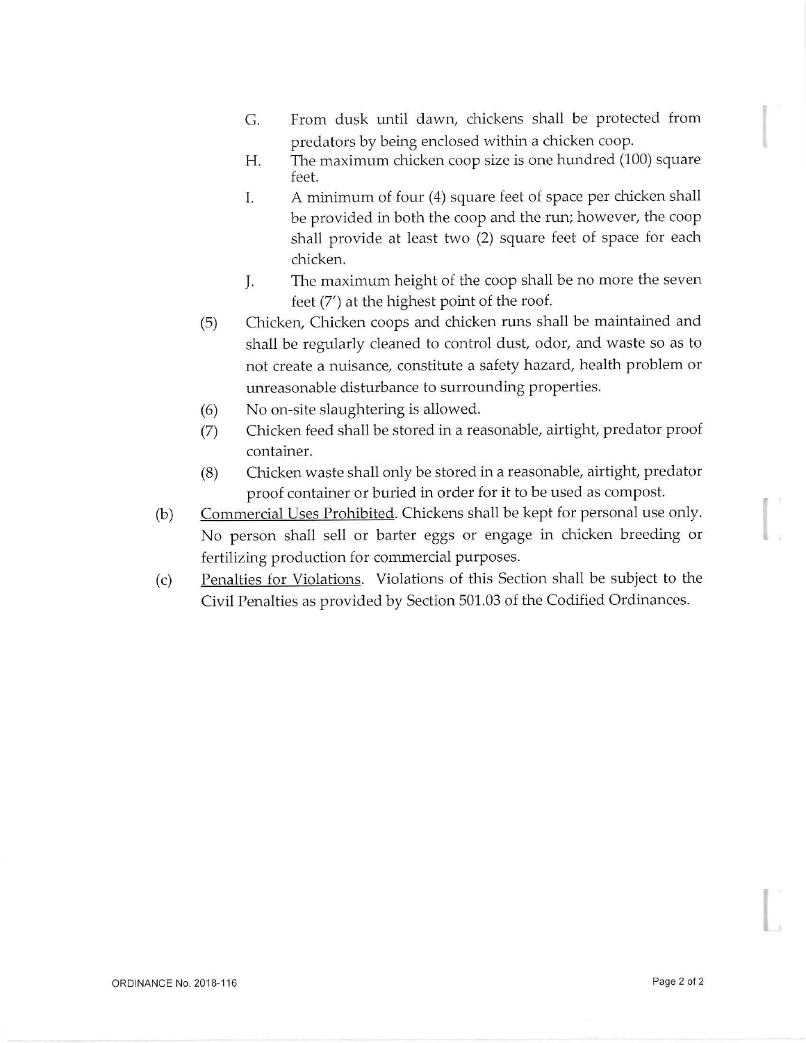G. From dusk until dawn, chickens shall be protected from predators by being enclosed within a chicken coop.

H. The maximum chicken coop size is one hundred (100) square feet.

I. A minimum of four (4) square feet of space per chicken shall be provided in both the coop and the run; however, the coop shall provide at least two (2) square feet of space for each chicken.

J. The maximum height of the coop shall be no more the seven feet (7') at the highest point of the roof.

(5) Chicken, Chicken coops and chicken runs shall be maintained and shall be regularly cleaned to control dust, odor, and waste so as to not create a nuisance, constitute a safety hazard, health problem or unreasonable disturbance to surrounding properties.

(6) No on-site slaughtering is allowed.

(7) Chicken feed shall be stored in a reasonable, airtight, predator proof container.

(8) Chicken waste shall only be stored in a reasonable, airtight, predator proof container or buried in order for it to be used as compost.

(b) Commercial Uses Prohibited. Chickens shall be kept for personal use only. No person shall sell or barter eggs or engage in chicken breeding or fertilizing production for commercial purposes.

(c) Penalties for Violations. Violations of this Section shall be subject to the Civil Penalties as provided by Section 501.03 of the Codified Ordinances.